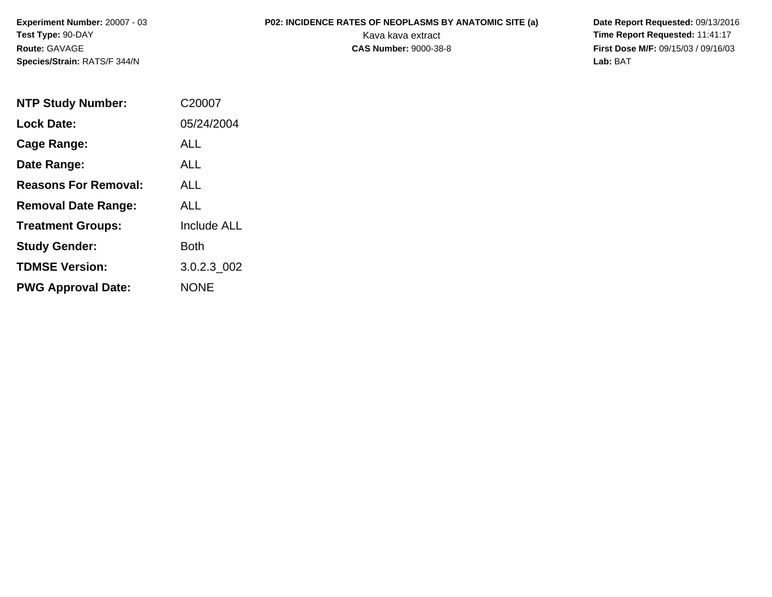**Experiment Number:** 20007 - 03
**Test Type:** 90-DAY
**Route:** GAVAGE
**Species/Strain:** RATS/F 344/N

**P02: INCIDENCE RATES OF NEOPLASMS BY ANATOMIC SITE (a)**
Kava kava extract
**CAS Number:** 9000-38-8

**Date Report Requested:** 09/13/2016
**Time Report Requested:** 11:41:17
**First Dose M/F:** 09/15/03 / 09/16/03
**Lab:** BAT

| | |
|---|---|
| **NTP Study Number:** | C20007 |
| **Lock Date:** | 05/24/2004 |
| **Cage Range:** | ALL |
| **Date Range:** | ALL |
| **Reasons For Removal:** | ALL |
| **Removal Date Range:** | ALL |
| **Treatment Groups:** | Include ALL |
| **Study Gender:** | Both |
| **TDMSE Version:** | 3.0.2.3_002 |
| **PWG Approval Date:** | NONE |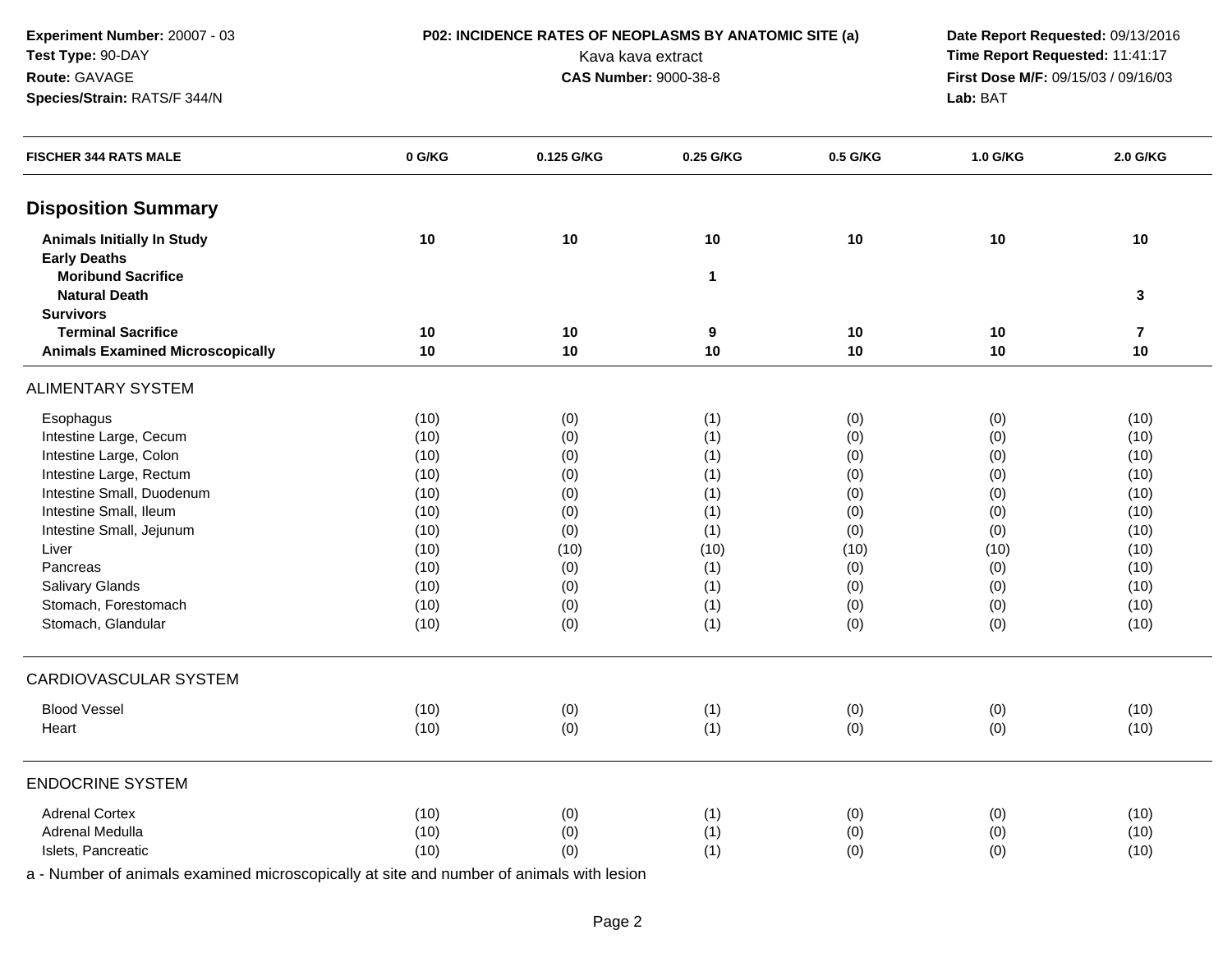**Experiment Number:** 20007 - 03
**Test Type:** 90-DAY
**Route:** GAVAGE
**Species/Strain:** RATS/F 344/N

**P02: INCIDENCE RATES OF NEOPLASMS BY ANATOMIC SITE (a)**
Kava kava extract
**CAS Number:** 9000-38-8

**Date Report Requested:** 09/13/2016
**Time Report Requested:** 11:41:17
**First Dose M/F:** 09/15/03 / 09/16/03
**Lab:** BAT

| FISCHER 344 RATS MALE | 0 G/KG | 0.125 G/KG | 0.25 G/KG | 0.5 G/KG | 1.0 G/KG | 2.0 G/KG |
|---|---|---|---|---|---|---|
| **Disposition Summary** | | | | | | |
| **Animals Initially In Study** | **10** | **10** | **10** | **10** | **10** | **10** |
| **Early Deaths** | | | | | | |
| **Moribund Sacrifice** | | | **1** | | | |
| **Natural Death** | | | | | | **3** |
| **Survivors** | | | | | | |
| **Terminal Sacrifice** | **10** | **10** | **9** | **10** | **10** | **7** |
| **Animals Examined Microscopically** | **10** | **10** | **10** | **10** | **10** | **10** |
| ALIMENTARY SYSTEM | | | | | | |
| Esophagus | (10) | (0) | (1) | (0) | (0) | (10) |
| Intestine Large, Cecum | (10) | (0) | (1) | (0) | (0) | (10) |
| Intestine Large, Colon | (10) | (0) | (1) | (0) | (0) | (10) |
| Intestine Large, Rectum | (10) | (0) | (1) | (0) | (0) | (10) |
| Intestine Small, Duodenum | (10) | (0) | (1) | (0) | (0) | (10) |
| Intestine Small, Ileum | (10) | (0) | (1) | (0) | (0) | (10) |
| Intestine Small, Jejunum | (10) | (0) | (1) | (0) | (0) | (10) |
| Liver | (10) | (10) | (10) | (10) | (10) | (10) |
| Pancreas | (10) | (0) | (1) | (0) | (0) | (10) |
| Salivary Glands | (10) | (0) | (1) | (0) | (0) | (10) |
| Stomach, Forestomach | (10) | (0) | (1) | (0) | (0) | (10) |
| Stomach, Glandular | (10) | (0) | (1) | (0) | (0) | (10) |
| CARDIOVASCULAR SYSTEM | | | | | | |
| Blood Vessel | (10) | (0) | (1) | (0) | (0) | (10) |
| Heart | (10) | (0) | (1) | (0) | (0) | (10) |
| ENDOCRINE SYSTEM | | | | | | |
| Adrenal Cortex | (10) | (0) | (1) | (0) | (0) | (10) |
| Adrenal Medulla | (10) | (0) | (1) | (0) | (0) | (10) |
| Islets, Pancreatic | (10) | (0) | (1) | (0) | (0) | (10) |

a - Number of animals examined microscopically at site and number of animals with lesion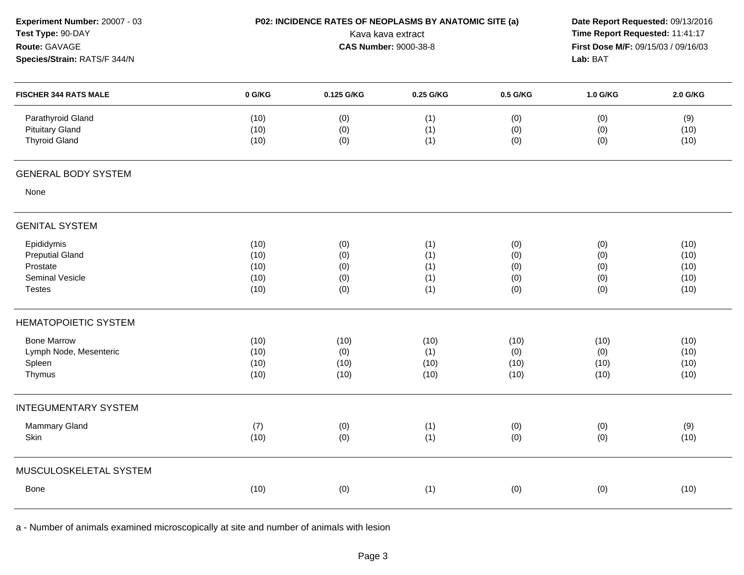**Experiment Number:** 20007 - 03
**Test Type:** 90-DAY
**Route:** GAVAGE
**Species/Strain:** RATS/F 344/N

**P02: INCIDENCE RATES OF NEOPLASMS BY ANATOMIC SITE (a)**
Kava kava extract
**CAS Number:** 9000-38-8

**Date Report Requested:** 09/13/2016
**Time Report Requested:** 11:41:17
**First Dose M/F:** 09/15/03 / 09/16/03
**Lab:** BAT

| FISCHER 344 RATS MALE | 0 G/KG | 0.125 G/KG | 0.25 G/KG | 0.5 G/KG | 1.0 G/KG | 2.0 G/KG |
|---|---|---|---|---|---|---|
| Parathyroid Gland | (10) | (0) | (1) | (0) | (0) | (9) |
| Pituitary Gland | (10) | (0) | (1) | (0) | (0) | (10) |
| Thyroid Gland | (10) | (0) | (1) | (0) | (0) | (10) |
| **GENERAL BODY SYSTEM** | | | | | | |
| None | | | | | | |
| **GENITAL SYSTEM** | | | | | | |
| Epididymis | (10) | (0) | (1) | (0) | (0) | (10) |
| Preputial Gland | (10) | (0) | (1) | (0) | (0) | (10) |
| Prostate | (10) | (0) | (1) | (0) | (0) | (10) |
| Seminal Vesicle | (10) | (0) | (1) | (0) | (0) | (10) |
| Testes | (10) | (0) | (1) | (0) | (0) | (10) |
| **HEMATOPOIETIC SYSTEM** | | | | | | |
| Bone Marrow | (10) | (10) | (10) | (10) | (10) | (10) |
| Lymph Node, Mesenteric | (10) | (0) | (1) | (0) | (0) | (10) |
| Spleen | (10) | (10) | (10) | (10) | (10) | (10) |
| Thymus | (10) | (10) | (10) | (10) | (10) | (10) |
| **INTEGUMENTARY SYSTEM** | | | | | | |
| Mammary Gland | (7) | (0) | (1) | (0) | (0) | (9) |
| Skin | (10) | (0) | (1) | (0) | (0) | (10) |
| **MUSCULOSKELETAL SYSTEM** | | | | | | |
| Bone | (10) | (0) | (1) | (0) | (0) | (10) |

a - Number of animals examined microscopically at site and number of animals with lesion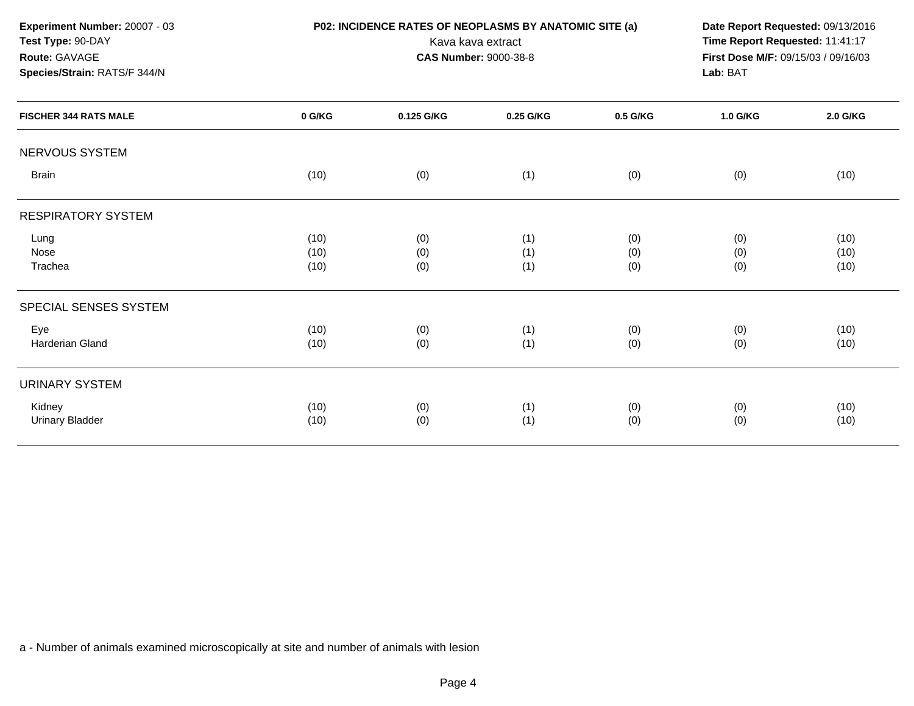**Experiment Number:** 20007 - 03
**Test Type:** 90-DAY
**Route:** GAVAGE
**Species/Strain:** RATS/F 344/N

**P02: INCIDENCE RATES OF NEOPLASMS BY ANATOMIC SITE (a)**
Kava kava extract
**CAS Number:** 9000-38-8

**Date Report Requested:** 09/13/2016
**Time Report Requested:** 11:41:17
**First Dose M/F:** 09/15/03 / 09/16/03
**Lab:** BAT

| FISCHER 344 RATS MALE | 0 G/KG | 0.125 G/KG | 0.25 G/KG | 0.5 G/KG | 1.0 G/KG | 2.0 G/KG |
|---|---|---|---|---|---|---|
| **NERVOUS SYSTEM** | | | | | | |
| Brain | (10) | (0) | (1) | (0) | (0) | (10) |
| **RESPIRATORY SYSTEM** | | | | | | |
| Lung | (10) | (0) | (1) | (0) | (0) | (10) |
| Nose | (10) | (0) | (1) | (0) | (0) | (10) |
| Trachea | (10) | (0) | (1) | (0) | (0) | (10) |
| **SPECIAL SENSES SYSTEM** | | | | | | |
| Eye | (10) | (0) | (1) | (0) | (0) | (10) |
| Harderian Gland | (10) | (0) | (1) | (0) | (0) | (10) |
| **URINARY SYSTEM** | | | | | | |
| Kidney | (10) | (0) | (1) | (0) | (0) | (10) |
| Urinary Bladder | (10) | (0) | (1) | (0) | (0) | (10) |

a - Number of animals examined microscopically at site and number of animals with lesion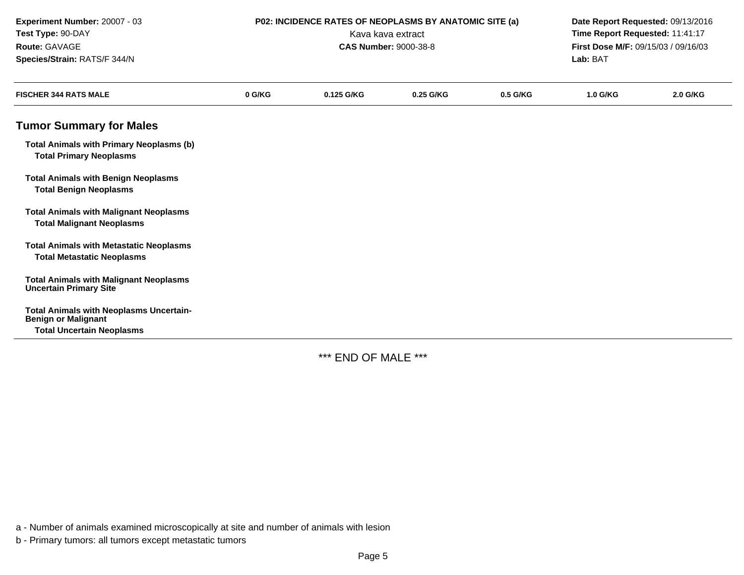**Experiment Number:** 20007 - 03
**Test Type:** 90-DAY
**Route:** GAVAGE
**Species/Strain:** RATS/F 344/N

**P02: INCIDENCE RATES OF NEOPLASMS BY ANATOMIC SITE (a)**
Kava kava extract
**CAS Number:** 9000-38-8

**Date Report Requested:** 09/13/2016
**Time Report Requested:** 11:41:17
**First Dose M/F:** 09/15/03 / 09/16/03
**Lab:** BAT

| FISCHER 344 RATS MALE | 0 G/KG | 0.125 G/KG | 0.25 G/KG | 0.5 G/KG | 1.0 G/KG | 2.0 G/KG |
|---|---|---|---|---|---|---|
| **Tumor Summary for Males** | | | | | | |
| **Total Animals with Primary Neoplasms (b)** | | | | | | |
| **Total Primary Neoplasms** | | | | | | |
| **Total Animals with Benign Neoplasms** | | | | | | |
| **Total Benign Neoplasms** | | | | | | |
| **Total Animals with Malignant Neoplasms** | | | | | | |
| **Total Malignant Neoplasms** | | | | | | |
| **Total Animals with Metastatic Neoplasms** | | | | | | |
| **Total Metastatic Neoplasms** | | | | | | |
| **Total Animals with Malignant Neoplasms Uncertain Primary Site** | | | | | | |
| **Total Animals with Neoplasms Uncertain-Benign or Malignant** | | | | | | |
| **Total Uncertain Neoplasms** | | | | | | |

*** END OF MALE ***

a - Number of animals examined microscopically at site and number of animals with lesion

b - Primary tumors: all tumors except metastatic tumors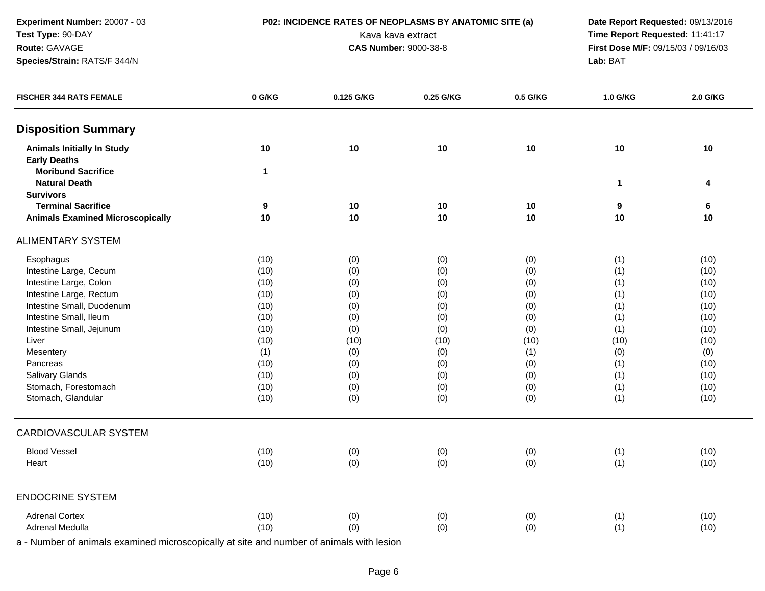**Experiment Number:** 20007 - 03
**Test Type:** 90-DAY
**Route:** GAVAGE
**Species/Strain:** RATS/F 344/N

**P02: INCIDENCE RATES OF NEOPLASMS BY ANATOMIC SITE (a)**
Kava kava extract
**CAS Number:** 9000-38-8

**Date Report Requested:** 09/13/2016
**Time Report Requested:** 11:41:17
**First Dose M/F:** 09/15/03 / 09/16/03
**Lab:** BAT

| FISCHER 344 RATS FEMALE | 0 G/KG | 0.125 G/KG | 0.25 G/KG | 0.5 G/KG | 1.0 G/KG | 2.0 G/KG |
|---|---|---|---|---|---|---|
| **Disposition Summary** | | | | | | |
| **Animals Initially In Study** | **10** | **10** | **10** | **10** | **10** | **10** |
| **Early Deaths** | | | | | | |
| **Moribund Sacrifice** | **1** | | | | | |
| **Natural Death** | | | | | **1** | **4** |
| **Survivors** | | | | | | |
| **Terminal Sacrifice** | **9** | **10** | **10** | **10** | **9** | **6** |
| **Animals Examined Microscopically** | **10** | **10** | **10** | **10** | **10** | **10** |
| ALIMENTARY SYSTEM | | | | | | |
| Esophagus | (10) | (0) | (0) | (0) | (1) | (10) |
| Intestine Large, Cecum | (10) | (0) | (0) | (0) | (1) | (10) |
| Intestine Large, Colon | (10) | (0) | (0) | (0) | (1) | (10) |
| Intestine Large, Rectum | (10) | (0) | (0) | (0) | (1) | (10) |
| Intestine Small, Duodenum | (10) | (0) | (0) | (0) | (1) | (10) |
| Intestine Small, Ileum | (10) | (0) | (0) | (0) | (1) | (10) |
| Intestine Small, Jejunum | (10) | (0) | (0) | (0) | (1) | (10) |
| Liver | (10) | (10) | (10) | (10) | (10) | (10) |
| Mesentery | (1) | (0) | (0) | (1) | (0) | (0) |
| Pancreas | (10) | (0) | (0) | (0) | (1) | (10) |
| Salivary Glands | (10) | (0) | (0) | (0) | (1) | (10) |
| Stomach, Forestomach | (10) | (0) | (0) | (0) | (1) | (10) |
| Stomach, Glandular | (10) | (0) | (0) | (0) | (1) | (10) |
| CARDIOVASCULAR SYSTEM | | | | | | |
| Blood Vessel | (10) | (0) | (0) | (0) | (1) | (10) |
| Heart | (10) | (0) | (0) | (0) | (1) | (10) |
| ENDOCRINE SYSTEM | | | | | | |
| Adrenal Cortex | (10) | (0) | (0) | (0) | (1) | (10) |
| Adrenal Medulla | (10) | (0) | (0) | (0) | (1) | (10) |

a - Number of animals examined microscopically at site and number of animals with lesion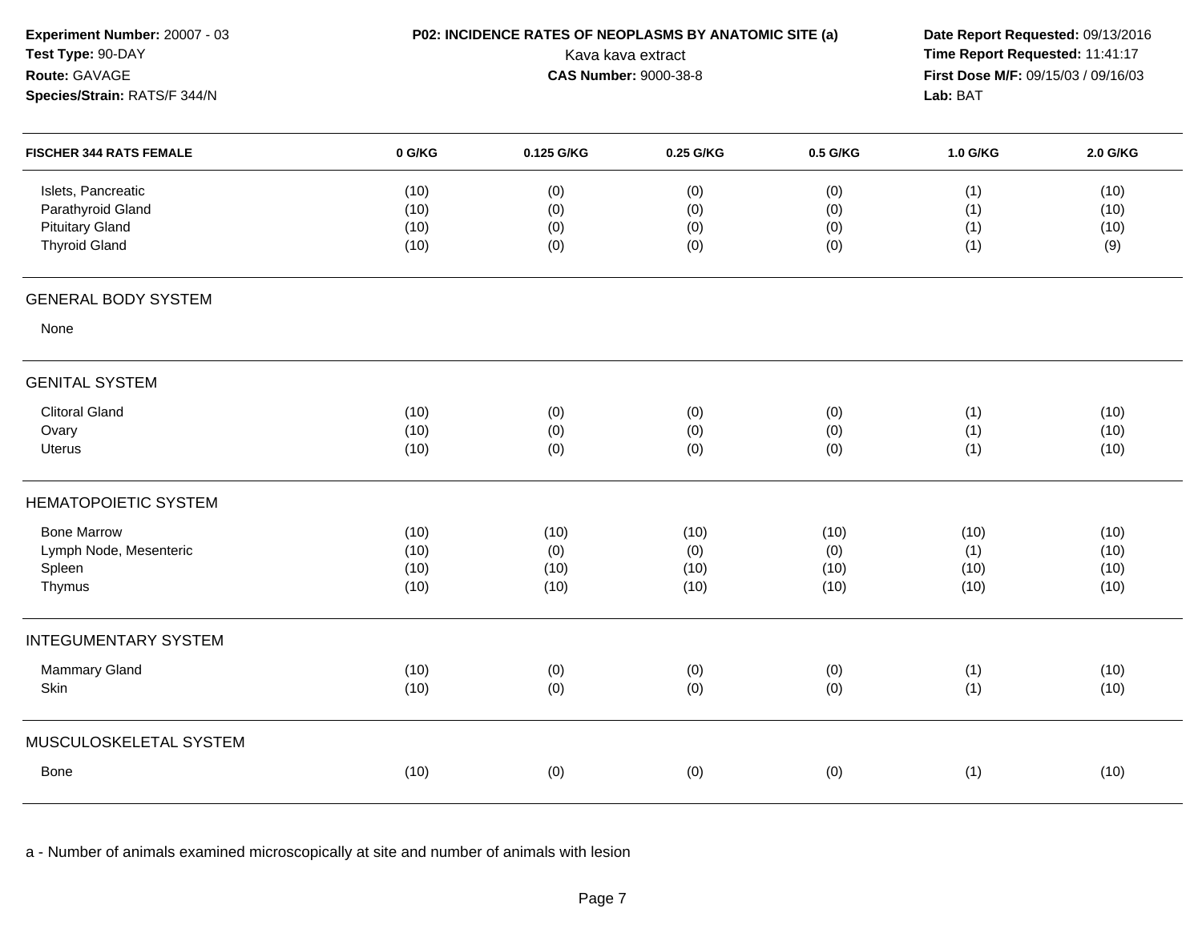**Experiment Number:** 20007 - 03
**Test Type:** 90-DAY
**Route:** GAVAGE
**Species/Strain:** RATS/F 344/N

**P02: INCIDENCE RATES OF NEOPLASMS BY ANATOMIC SITE (a)**
Kava kava extract
**CAS Number:** 9000-38-8

**Date Report Requested:** 09/13/2016
**Time Report Requested:** 11:41:17
**First Dose M/F:** 09/15/03 / 09/16/03
**Lab:** BAT

| FISCHER 344 RATS FEMALE | 0 G/KG | 0.125 G/KG | 0.25 G/KG | 0.5 G/KG | 1.0 G/KG | 2.0 G/KG |
|---|---|---|---|---|---|---|
| Islets, Pancreatic | (10) | (0) | (0) | (0) | (1) | (10) |
| Parathyroid Gland | (10) | (0) | (0) | (0) | (1) | (10) |
| Pituitary Gland | (10) | (0) | (0) | (0) | (1) | (10) |
| Thyroid Gland | (10) | (0) | (0) | (0) | (1) | (9) |
| **GENERAL BODY SYSTEM** | | | | | | |
| None | | | | | | |
| **GENITAL SYSTEM** | | | | | | |
| Clitoral Gland | (10) | (0) | (0) | (0) | (1) | (10) |
| Ovary | (10) | (0) | (0) | (0) | (1) | (10) |
| Uterus | (10) | (0) | (0) | (0) | (1) | (10) |
| **HEMATOPOIETIC SYSTEM** | | | | | | |
| Bone Marrow | (10) | (10) | (10) | (10) | (10) | (10) |
| Lymph Node, Mesenteric | (10) | (0) | (0) | (0) | (1) | (10) |
| Spleen | (10) | (10) | (10) | (10) | (10) | (10) |
| Thymus | (10) | (10) | (10) | (10) | (10) | (10) |
| **INTEGUMENTARY SYSTEM** | | | | | | |
| Mammary Gland | (10) | (0) | (0) | (0) | (1) | (10) |
| Skin | (10) | (0) | (0) | (0) | (1) | (10) |
| **MUSCULOSKELETAL SYSTEM** | | | | | | |
| Bone | (10) | (0) | (0) | (0) | (1) | (10) |

a - Number of animals examined microscopically at site and number of animals with lesion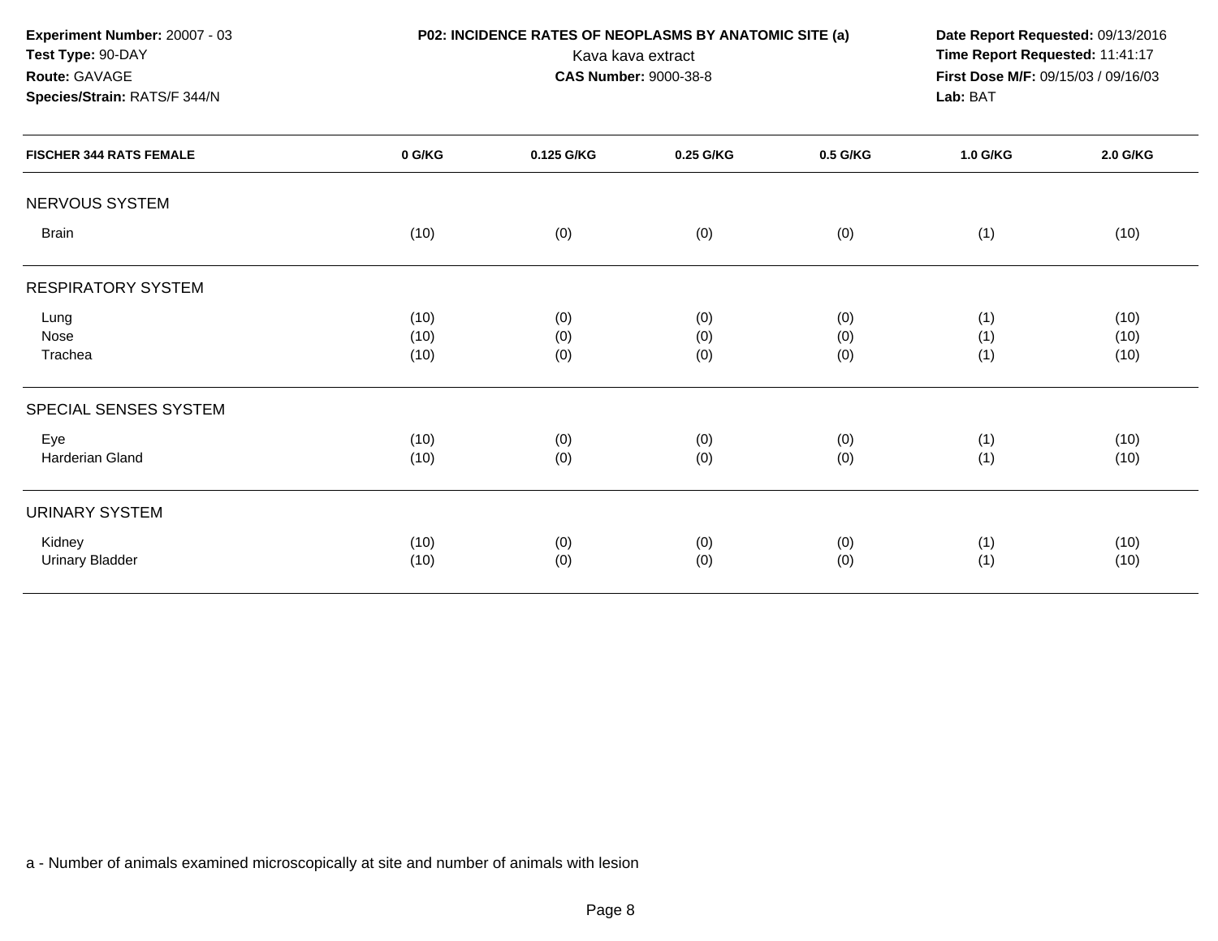**Experiment Number:** 20007 - 03
**Test Type:** 90-DAY
**Route:** GAVAGE
**Species/Strain:** RATS/F 344/N

**P02: INCIDENCE RATES OF NEOPLASMS BY ANATOMIC SITE (a)**
Kava kava extract
**CAS Number:** 9000-38-8

**Date Report Requested:** 09/13/2016
**Time Report Requested:** 11:41:17
**First Dose M/F:** 09/15/03 / 09/16/03
**Lab:** BAT

| FISCHER 344 RATS FEMALE | 0 G/KG | 0.125 G/KG | 0.25 G/KG | 0.5 G/KG | 1.0 G/KG | 2.0 G/KG |
|---|---|---|---|---|---|---|
| **NERVOUS SYSTEM** | | | | | | |
| Brain | (10) | (0) | (0) | (0) | (1) | (10) |
| **RESPIRATORY SYSTEM** | | | | | | |
| Lung | (10) | (0) | (0) | (0) | (1) | (10) |
| Nose | (10) | (0) | (0) | (0) | (1) | (10) |
| Trachea | (10) | (0) | (0) | (0) | (1) | (10) |
| **SPECIAL SENSES SYSTEM** | | | | | | |
| Eye | (10) | (0) | (0) | (0) | (1) | (10) |
| Harderian Gland | (10) | (0) | (0) | (0) | (1) | (10) |
| **URINARY SYSTEM** | | | | | | |
| Kidney | (10) | (0) | (0) | (0) | (1) | (10) |
| Urinary Bladder | (10) | (0) | (0) | (0) | (1) | (10) |

a - Number of animals examined microscopically at site and number of animals with lesion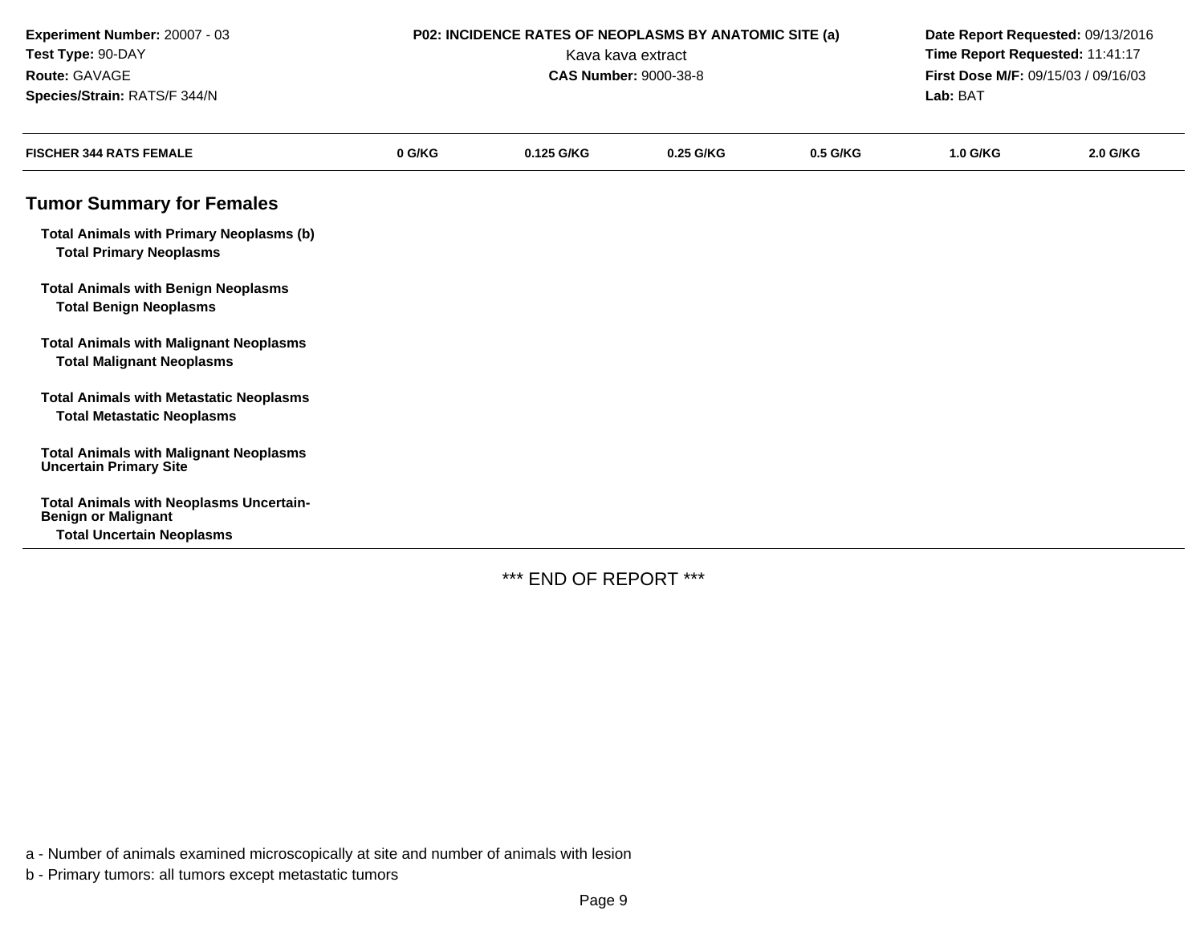**Experiment Number:** 20007 - 03
**Test Type:** 90-DAY
**Route:** GAVAGE
**Species/Strain:** RATS/F 344/N

**P02: INCIDENCE RATES OF NEOPLASMS BY ANATOMIC SITE (a)**
Kava kava extract
**CAS Number:** 9000-38-8

**Date Report Requested:** 09/13/2016
**Time Report Requested:** 11:41:17
**First Dose M/F:** 09/15/03 / 09/16/03
**Lab:** BAT

| FISCHER 344 RATS FEMALE | 0 G/KG | 0.125 G/KG | 0.25 G/KG | 0.5 G/KG | 1.0 G/KG | 2.0 G/KG |
|---|---|---|---|---|---|---|
| **Tumor Summary for Females** | | | | | | |
| **Total Animals with Primary Neoplasms (b)** | | | | | | |
| **Total Primary Neoplasms** | | | | | | |
| **Total Animals with Benign Neoplasms** | | | | | | |
| **Total Benign Neoplasms** | | | | | | |
| **Total Animals with Malignant Neoplasms** | | | | | | |
| **Total Malignant Neoplasms** | | | | | | |
| **Total Animals with Metastatic Neoplasms** | | | | | | |
| **Total Metastatic Neoplasms** | | | | | | |
| **Total Animals with Malignant Neoplasms Uncertain Primary Site** | | | | | | |
| **Total Animals with Neoplasms Uncertain-Benign or Malignant** | | | | | | |
| **Total Uncertain Neoplasms** | | | | | | |

*** END OF REPORT ***

a - Number of animals examined microscopically at site and number of animals with lesion

b - Primary tumors: all tumors except metastatic tumors